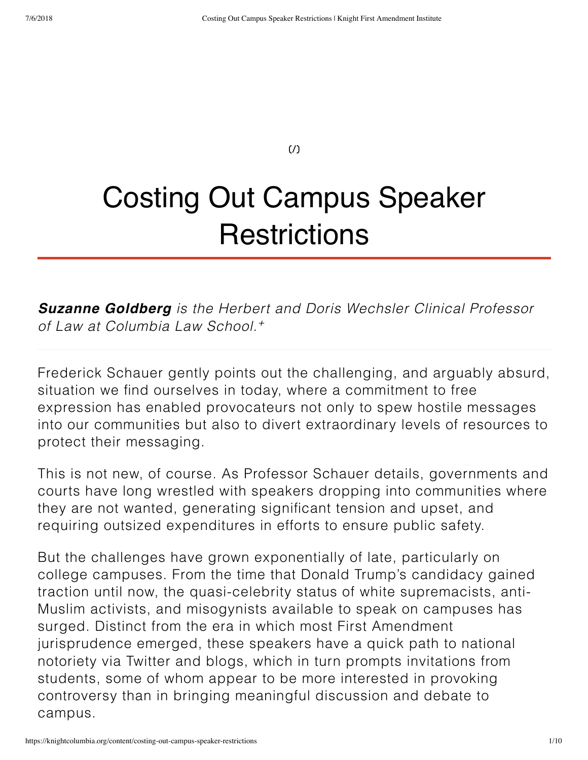# Costing Out Campus Speaker Restrictions

***Suzanne Goldberg*** *is the Herbert and Doris Wechsler Clinical Professor of Law at Columbia Law School.+*

---

Frederick Schauer gently points out the challenging, and arguably absurd, situation we find ourselves in today, where a commitment to free expression has enabled provocateurs not only to spew hostile messages into our communities but also to divert extraordinary levels of resources to protect their messaging.

This is not new, of course. As Professor Schauer details, governments and courts have long wrestled with speakers dropping into communities where they are not wanted, generating significant tension and upset, and requiring outsized expenditures in efforts to ensure public safety.

But the challenges have grown exponentially of late, particularly on college campuses. From the time that Donald Trump's candidacy gained traction until now, the quasi-celebrity status of white supremacists, anti-Muslim activists, and misogynists available to speak on campuses has surged. Distinct from the era in which most First Amendment jurisprudence emerged, these speakers have a quick path to national notoriety via Twitter and blogs, which in turn prompts invitations from students, some of whom appear to be more interested in provoking controversy than in bringing meaningful discussion and debate to campus.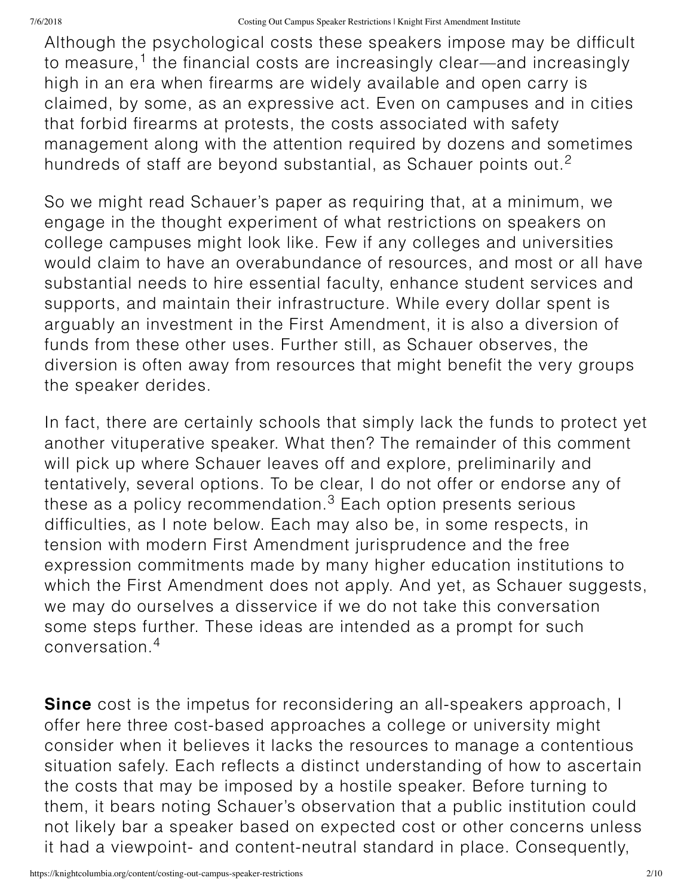Although the psychological costs these speakers impose may be difficult to measure,[1] the financial costs are increasingly clear—and increasingly high in an era when firearms are widely available and open carry is claimed, by some, as an expressive act. Even on campuses and in cities that forbid firearms at protests, the costs associated with safety management along with the attention required by dozens and sometimes hundreds of staff are beyond substantial, as Schauer points out.[2]

So we might read Schauer's paper as requiring that, at a minimum, we engage in the thought experiment of what restrictions on speakers on college campuses might look like. Few if any colleges and universities would claim to have an overabundance of resources, and most or all have substantial needs to hire essential faculty, enhance student services and supports, and maintain their infrastructure. While every dollar spent is arguably an investment in the First Amendment, it is also a diversion of funds from these other uses. Further still, as Schauer observes, the diversion is often away from resources that might benefit the very groups the speaker derides.

In fact, there are certainly schools that simply lack the funds to protect yet another vituperative speaker. What then? The remainder of this comment will pick up where Schauer leaves off and explore, preliminarily and tentatively, several options. To be clear, I do not offer or endorse any of these as a policy recommendation.[3] Each option presents serious difficulties, as I note below. Each may also be, in some respects, in tension with modern First Amendment jurisprudence and the free expression commitments made by many higher education institutions to which the First Amendment does not apply. And yet, as Schauer suggests, we may do ourselves a disservice if we do not take this conversation some steps further. These ideas are intended as a prompt for such conversation.[4]

**Since** cost is the impetus for reconsidering an all-speakers approach, I offer here three cost-based approaches a college or university might consider when it believes it lacks the resources to manage a contentious situation safely. Each reflects a distinct understanding of how to ascertain the costs that may be imposed by a hostile speaker. Before turning to them, it bears noting Schauer's observation that a public institution could not likely bar a speaker based on expected cost or other concerns unless it had a viewpoint- and content-neutral standard in place. Consequently,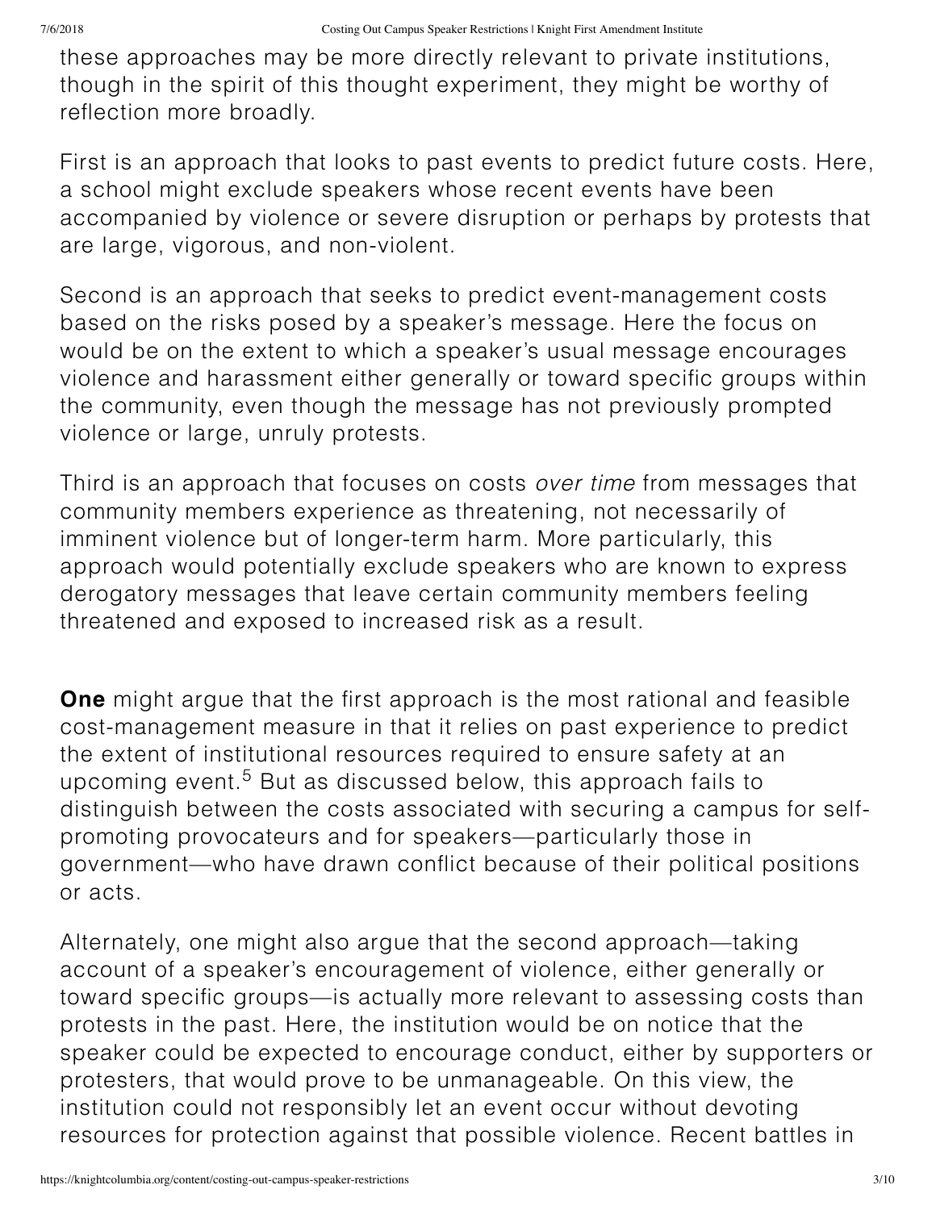these approaches may be more directly relevant to private institutions, though in the spirit of this thought experiment, they might be worthy of reflection more broadly.

First is an approach that looks to past events to predict future costs. Here, a school might exclude speakers whose recent events have been accompanied by violence or severe disruption or perhaps by protests that are large, vigorous, and non-violent.

Second is an approach that seeks to predict event-management costs based on the risks posed by a speaker's message. Here the focus on would be on the extent to which a speaker's usual message encourages violence and harassment either generally or toward specific groups within the community, even though the message has not previously prompted violence or large, unruly protests.

Third is an approach that focuses on costs *over time* from messages that community members experience as threatening, not necessarily of imminent violence but of longer-term harm. More particularly, this approach would potentially exclude speakers who are known to express derogatory messages that leave certain community members feeling threatened and exposed to increased risk as a result.

**One** might argue that the first approach is the most rational and feasible cost-management measure in that it relies on past experience to predict the extent of institutional resources required to ensure safety at an upcoming event.[5] But as discussed below, this approach fails to distinguish between the costs associated with securing a campus for self-promoting provocateurs and for speakers—particularly those in government—who have drawn conflict because of their political positions or acts.

Alternately, one might also argue that the second approach—taking account of a speaker's encouragement of violence, either generally or toward specific groups—is actually more relevant to assessing costs than protests in the past. Here, the institution would be on notice that the speaker could be expected to encourage conduct, either by supporters or protesters, that would prove to be unmanageable. On this view, the institution could not responsibly let an event occur without devoting resources for protection against that possible violence. Recent battles in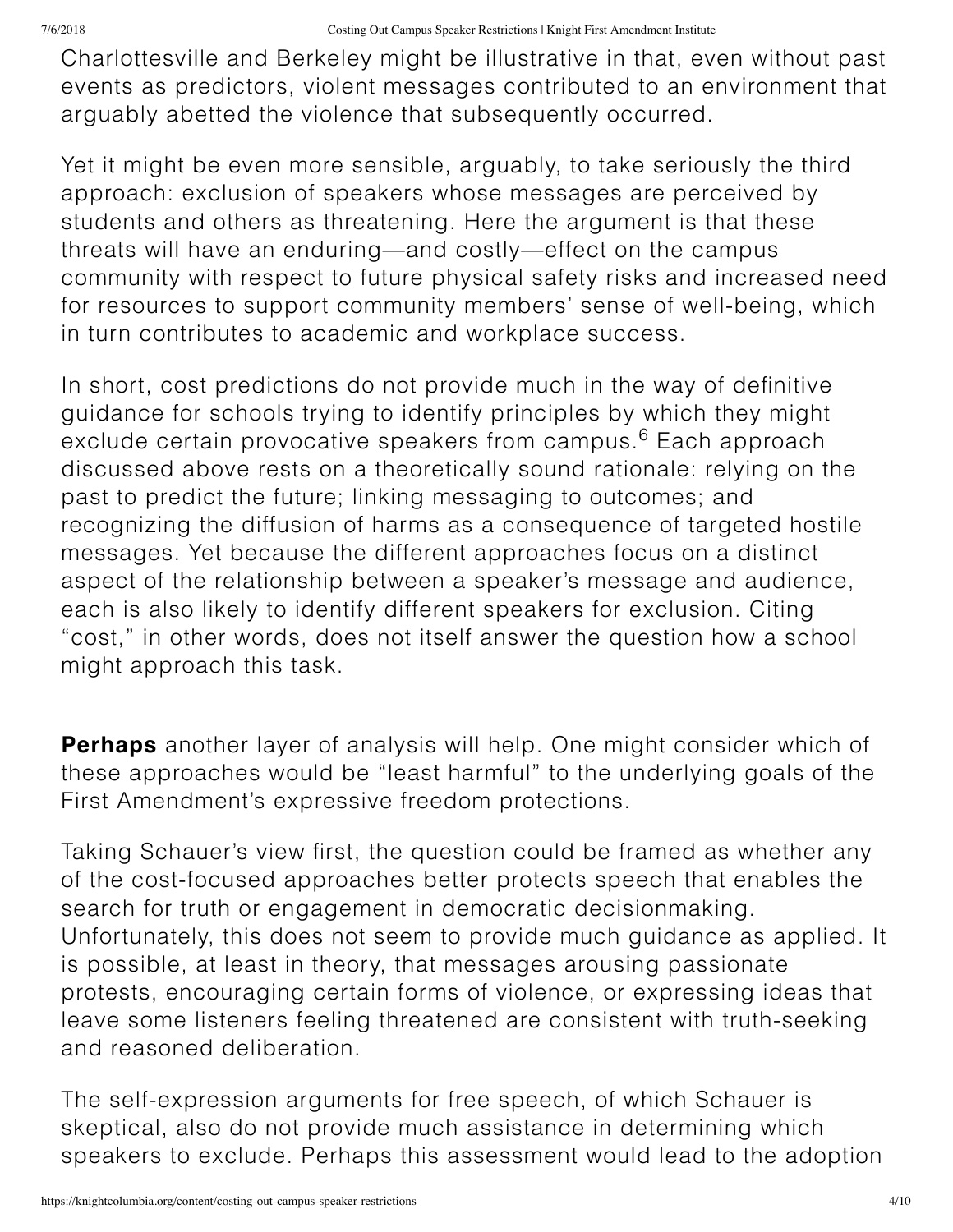Charlottesville and Berkeley might be illustrative in that, even without past events as predictors, violent messages contributed to an environment that arguably abetted the violence that subsequently occurred.

Yet it might be even more sensible, arguably, to take seriously the third approach: exclusion of speakers whose messages are perceived by students and others as threatening. Here the argument is that these threats will have an enduring—and costly—effect on the campus community with respect to future physical safety risks and increased need for resources to support community members' sense of well-being, which in turn contributes to academic and workplace success.

In short, cost predictions do not provide much in the way of definitive guidance for schools trying to identify principles by which they might exclude certain provocative speakers from campus.[6] Each approach discussed above rests on a theoretically sound rationale: relying on the past to predict the future; linking messaging to outcomes; and recognizing the diffusion of harms as a consequence of targeted hostile messages. Yet because the different approaches focus on a distinct aspect of the relationship between a speaker's message and audience, each is also likely to identify different speakers for exclusion. Citing "cost," in other words, does not itself answer the question how a school might approach this task.

**Perhaps** another layer of analysis will help. One might consider which of these approaches would be "least harmful" to the underlying goals of the First Amendment's expressive freedom protections.

Taking Schauer's view first, the question could be framed as whether any of the cost-focused approaches better protects speech that enables the search for truth or engagement in democratic decisionmaking. Unfortunately, this does not seem to provide much guidance as applied. It is possible, at least in theory, that messages arousing passionate protests, encouraging certain forms of violence, or expressing ideas that leave some listeners feeling threatened are consistent with truth-seeking and reasoned deliberation.

The self-expression arguments for free speech, of which Schauer is skeptical, also do not provide much assistance in determining which speakers to exclude. Perhaps this assessment would lead to the adoption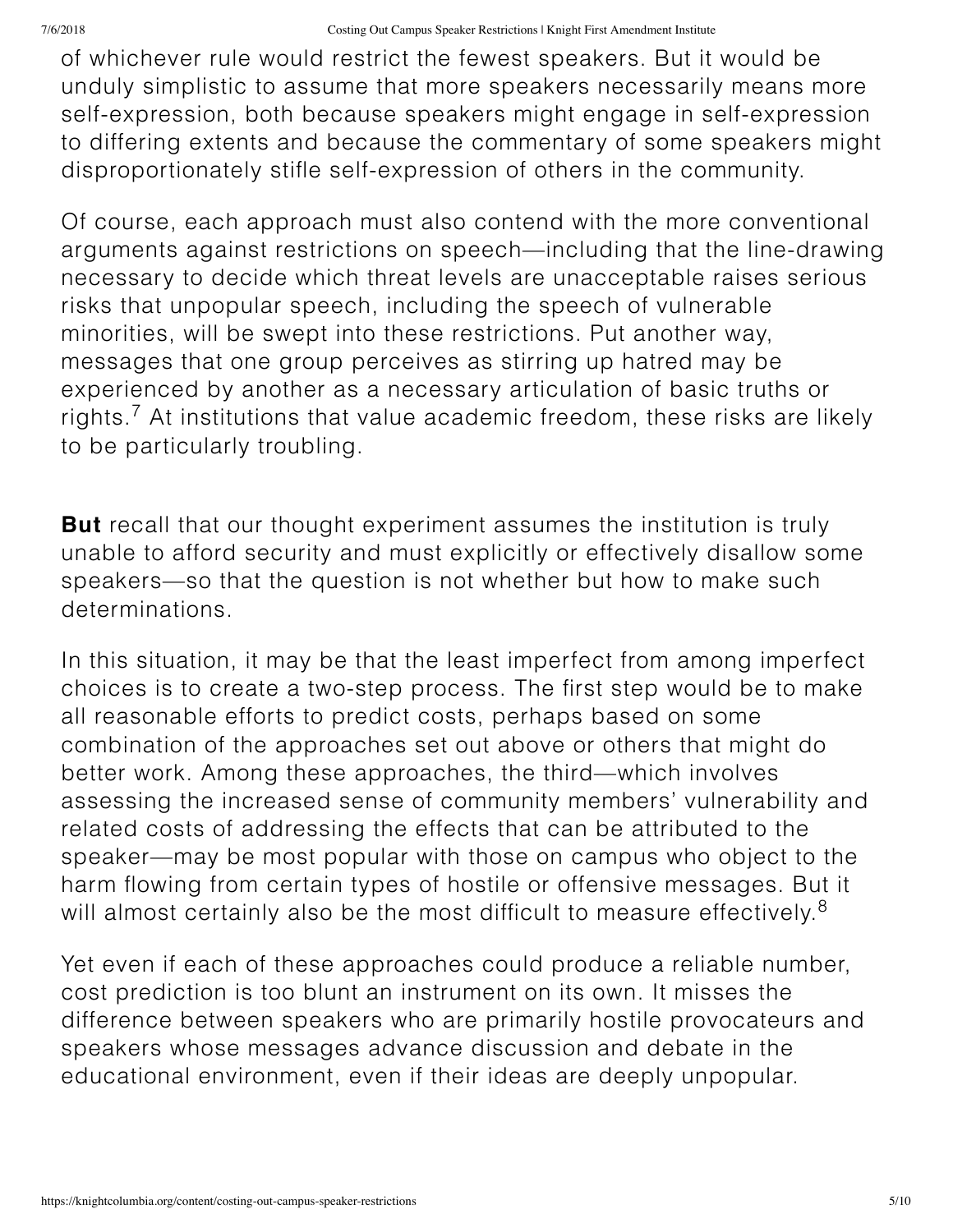of whichever rule would restrict the fewest speakers. But it would be unduly simplistic to assume that more speakers necessarily means more self-expression, both because speakers might engage in self-expression to differing extents and because the commentary of some speakers might disproportionately stifle self-expression of others in the community.

Of course, each approach must also contend with the more conventional arguments against restrictions on speech—including that the line-drawing necessary to decide which threat levels are unacceptable raises serious risks that unpopular speech, including the speech of vulnerable minorities, will be swept into these restrictions. Put another way, messages that one group perceives as stirring up hatred may be experienced by another as a necessary articulation of basic truths or rights.[7] At institutions that value academic freedom, these risks are likely to be particularly troubling.

**But** recall that our thought experiment assumes the institution is truly unable to afford security and must explicitly or effectively disallow some speakers—so that the question is not whether but how to make such determinations.

In this situation, it may be that the least imperfect from among imperfect choices is to create a two-step process. The first step would be to make all reasonable efforts to predict costs, perhaps based on some combination of the approaches set out above or others that might do better work. Among these approaches, the third—which involves assessing the increased sense of community members' vulnerability and related costs of addressing the effects that can be attributed to the speaker—may be most popular with those on campus who object to the harm flowing from certain types of hostile or offensive messages. But it will almost certainly also be the most difficult to measure effectively.[8]

Yet even if each of these approaches could produce a reliable number, cost prediction is too blunt an instrument on its own. It misses the difference between speakers who are primarily hostile provocateurs and speakers whose messages advance discussion and debate in the educational environment, even if their ideas are deeply unpopular.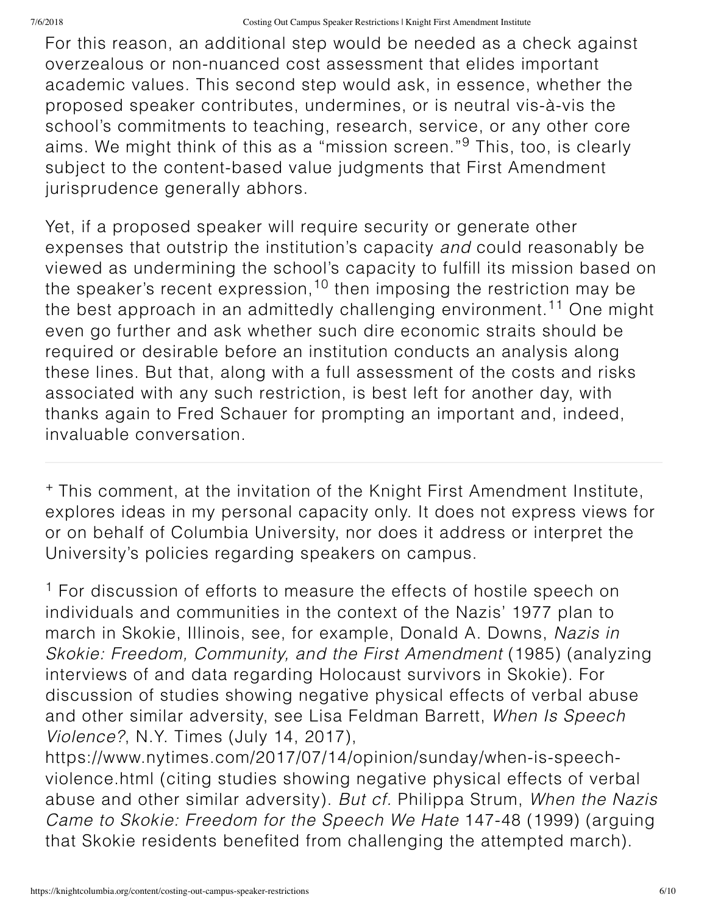For this reason, an additional step would be needed as a check against overzealous or non-nuanced cost assessment that elides important academic values. This second step would ask, in essence, whether the proposed speaker contributes, undermines, or is neutral vis-à-vis the school's commitments to teaching, research, service, or any other core aims. We might think of this as a "mission screen."[9] This, too, is clearly subject to the content-based value judgments that First Amendment jurisprudence generally abhors.

Yet, if a proposed speaker will require security or generate other expenses that outstrip the institution's capacity *and* could reasonably be viewed as undermining the school's capacity to fulfill its mission based on the speaker's recent expression,[10] then imposing the restriction may be the best approach in an admittedly challenging environment.[11] One might even go further and ask whether such dire economic straits should be required or desirable before an institution conducts an analysis along these lines. But that, along with a full assessment of the costs and risks associated with any such restriction, is best left for another day, with thanks again to Fred Schauer for prompting an important and, indeed, invaluable conversation.

---

[+] This comment, at the invitation of the Knight First Amendment Institute, explores ideas in my personal capacity only. It does not express views for or on behalf of Columbia University, nor does it address or interpret the University's policies regarding speakers on campus.

[1] For discussion of efforts to measure the effects of hostile speech on individuals and communities in the context of the Nazis' 1977 plan to march in Skokie, Illinois, see, for example, Donald A. Downs, *Nazis in Skokie: Freedom, Community, and the First Amendment* (1985) (analyzing interviews of and data regarding Holocaust survivors in Skokie). For discussion of studies showing negative physical effects of verbal abuse and other similar adversity, see Lisa Feldman Barrett, *When Is Speech Violence?*, N.Y. Times (July 14, 2017), https://www.nytimes.com/2017/07/14/opinion/sunday/when-is-speech-violence.html (citing studies showing negative physical effects of verbal abuse and other similar adversity). *But cf.* Philippa Strum, *When the Nazis Came to Skokie: Freedom for the Speech We Hate* 147-48 (1999) (arguing that Skokie residents benefited from challenging the attempted march).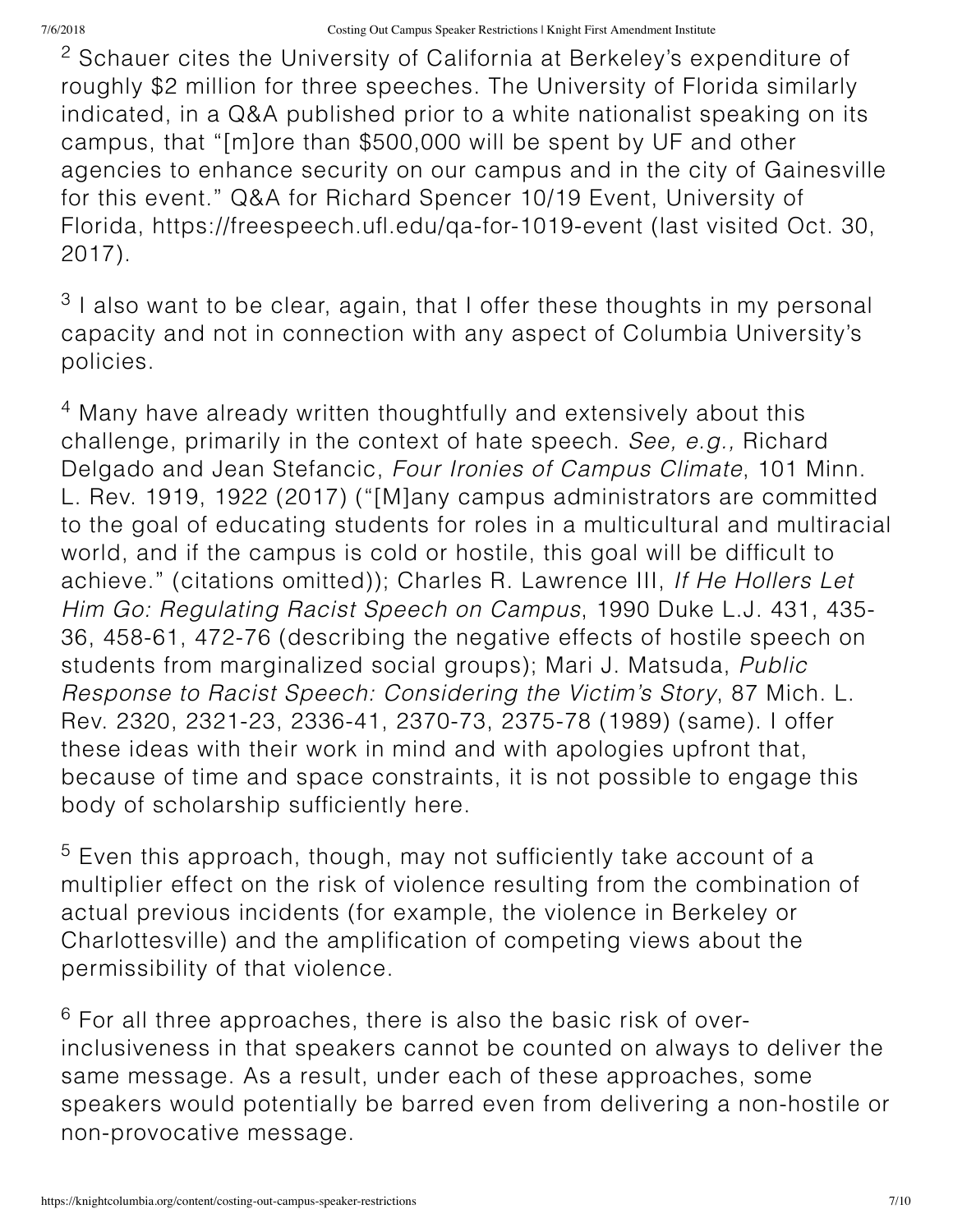[2] Schauer cites the University of California at Berkeley's expenditure of roughly $2 million for three speeches. The University of Florida similarly indicated, in a Q&A published prior to a white nationalist speaking on its campus, that "[m]ore than $500,000 will be spent by UF and other agencies to enhance security on our campus and in the city of Gainesville for this event." Q&A for Richard Spencer 10/19 Event, University of Florida, https://freespeech.ufl.edu/qa-for-1019-event (last visited Oct. 30, 2017).

[3] I also want to be clear, again, that I offer these thoughts in my personal capacity and not in connection with any aspect of Columbia University's policies.

[4] Many have already written thoughtfully and extensively about this challenge, primarily in the context of hate speech. *See, e.g.,* Richard Delgado and Jean Stefancic, *Four Ironies of Campus Climate*, 101 Minn. L. Rev. 1919, 1922 (2017) ("[M]any campus administrators are committed to the goal of educating students for roles in a multicultural and multiracial world, and if the campus is cold or hostile, this goal will be difficult to achieve." (citations omitted)); Charles R. Lawrence III, *If He Hollers Let Him Go: Regulating Racist Speech on Campus*, 1990 Duke L.J. 431, 435-36, 458-61, 472-76 (describing the negative effects of hostile speech on students from marginalized social groups); Mari J. Matsuda, *Public Response to Racist Speech: Considering the Victim's Story*, 87 Mich. L. Rev. 2320, 2321-23, 2336-41, 2370-73, 2375-78 (1989) (same). I offer these ideas with their work in mind and with apologies upfront that, because of time and space constraints, it is not possible to engage this body of scholarship sufficiently here.

[5] Even this approach, though, may not sufficiently take account of a multiplier effect on the risk of violence resulting from the combination of actual previous incidents (for example, the violence in Berkeley or Charlottesville) and the amplification of competing views about the permissibility of that violence.

[6] For all three approaches, there is also the basic risk of over-inclusiveness in that speakers cannot be counted on always to deliver the same message. As a result, under each of these approaches, some speakers would potentially be barred even from delivering a non-hostile or non-provocative message.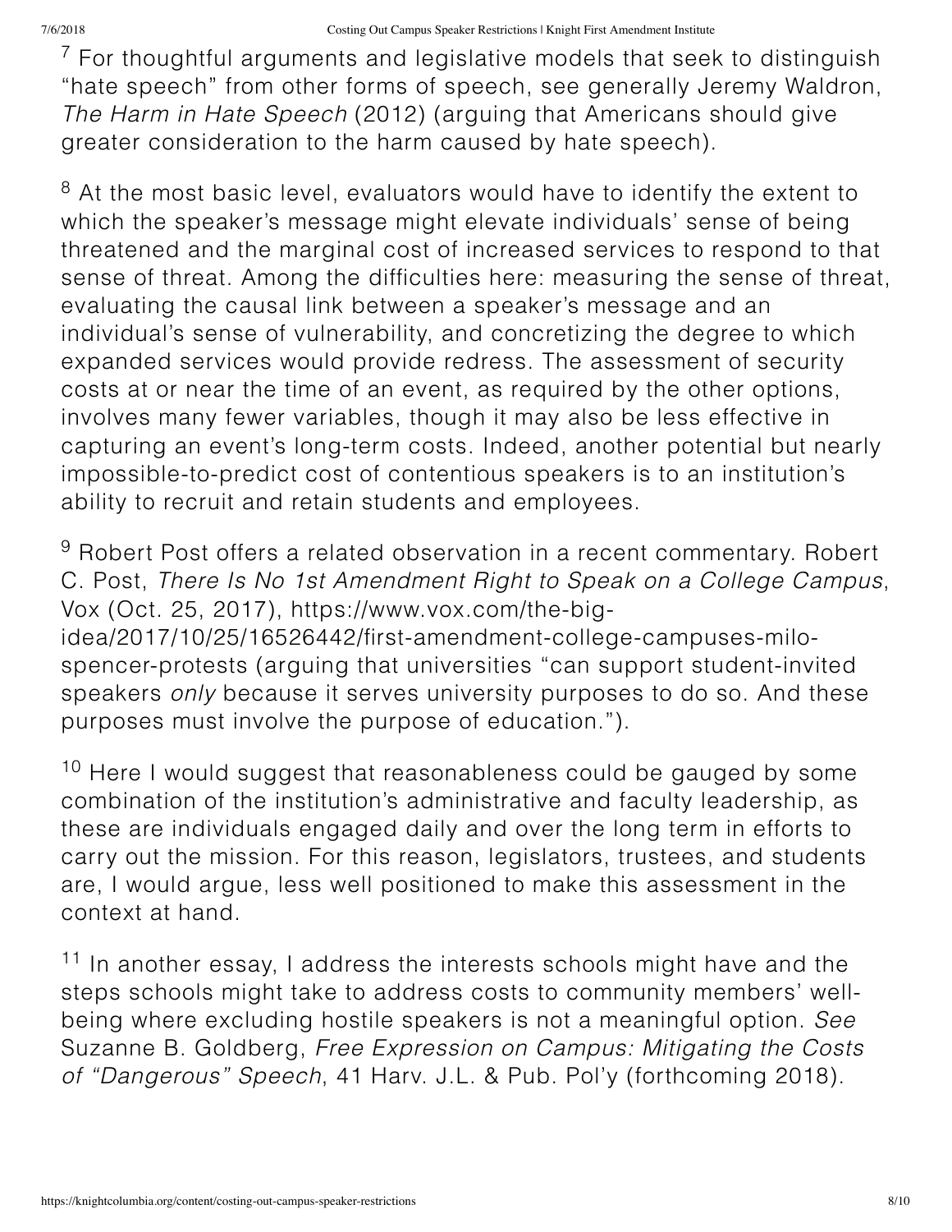[7] For thoughtful arguments and legislative models that seek to distinguish "hate speech" from other forms of speech, see generally Jeremy Waldron, *The Harm in Hate Speech* (2012) (arguing that Americans should give greater consideration to the harm caused by hate speech).

[8] At the most basic level, evaluators would have to identify the extent to which the speaker's message might elevate individuals' sense of being threatened and the marginal cost of increased services to respond to that sense of threat. Among the difficulties here: measuring the sense of threat, evaluating the causal link between a speaker's message and an individual's sense of vulnerability, and concretizing the degree to which expanded services would provide redress. The assessment of security costs at or near the time of an event, as required by the other options, involves many fewer variables, though it may also be less effective in capturing an event's long-term costs. Indeed, another potential but nearly impossible-to-predict cost of contentious speakers is to an institution's ability to recruit and retain students and employees.

[9] Robert Post offers a related observation in a recent commentary. Robert C. Post, *There Is No 1st Amendment Right to Speak on a College Campus*, Vox (Oct. 25, 2017), https://www.vox.com/the-big-idea/2017/10/25/16526442/first-amendment-college-campuses-milo-spencer-protests (arguing that universities "can support student-invited speakers *only* because it serves university purposes to do so. And these purposes must involve the purpose of education.").

[10] Here I would suggest that reasonableness could be gauged by some combination of the institution's administrative and faculty leadership, as these are individuals engaged daily and over the long term in efforts to carry out the mission. For this reason, legislators, trustees, and students are, I would argue, less well positioned to make this assessment in the context at hand.

[11] In another essay, I address the interests schools might have and the steps schools might take to address costs to community members' well-being where excluding hostile speakers is not a meaningful option. *See* Suzanne B. Goldberg, *Free Expression on Campus: Mitigating the Costs of "Dangerous" Speech*, 41 Harv. J.L. & Pub. Pol'y (forthcoming 2018).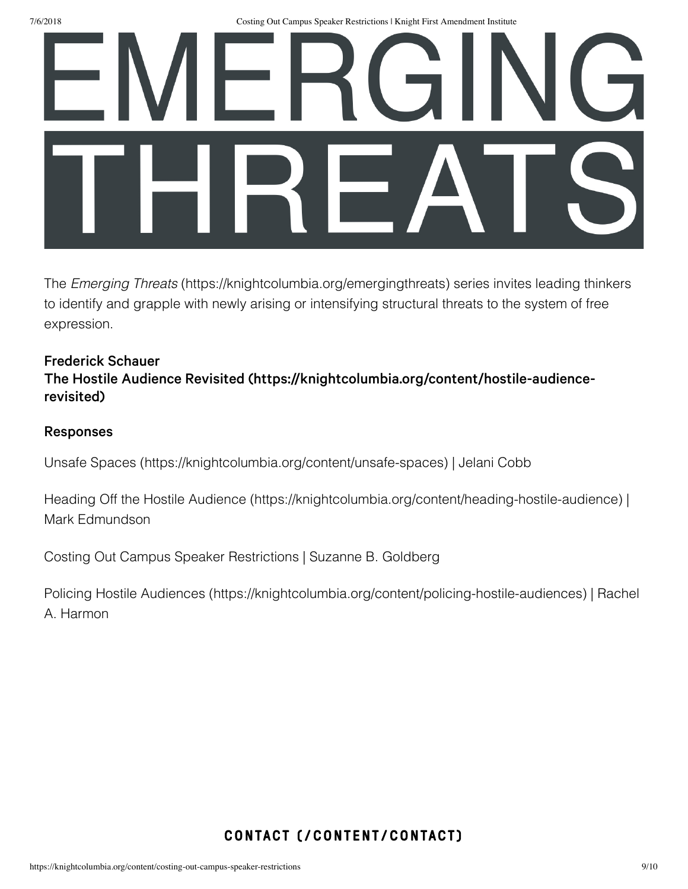# EMERGING THREATS

The *Emerging Threats* (https://knightcolumbia.org/emergingthreats) series invites leading thinkers to identify and grapple with newly arising or intensifying structural threats to the system of free expression.

**Frederick Schauer**
**The Hostile Audience Revisited (https://knightcolumbia.org/content/hostile-audience-revisited)**

**Responses**

Unsafe Spaces (https://knightcolumbia.org/content/unsafe-spaces) | Jelani Cobb

Heading Off the Hostile Audience (https://knightcolumbia.org/content/heading-hostile-audience) | Mark Edmundson

Costing Out Campus Speaker Restrictions | Suzanne B. Goldberg

Policing Hostile Audiences (https://knightcolumbia.org/content/policing-hostile-audiences) | Rachel A. Harmon

**CONTACT (/CONTENT/CONTACT)**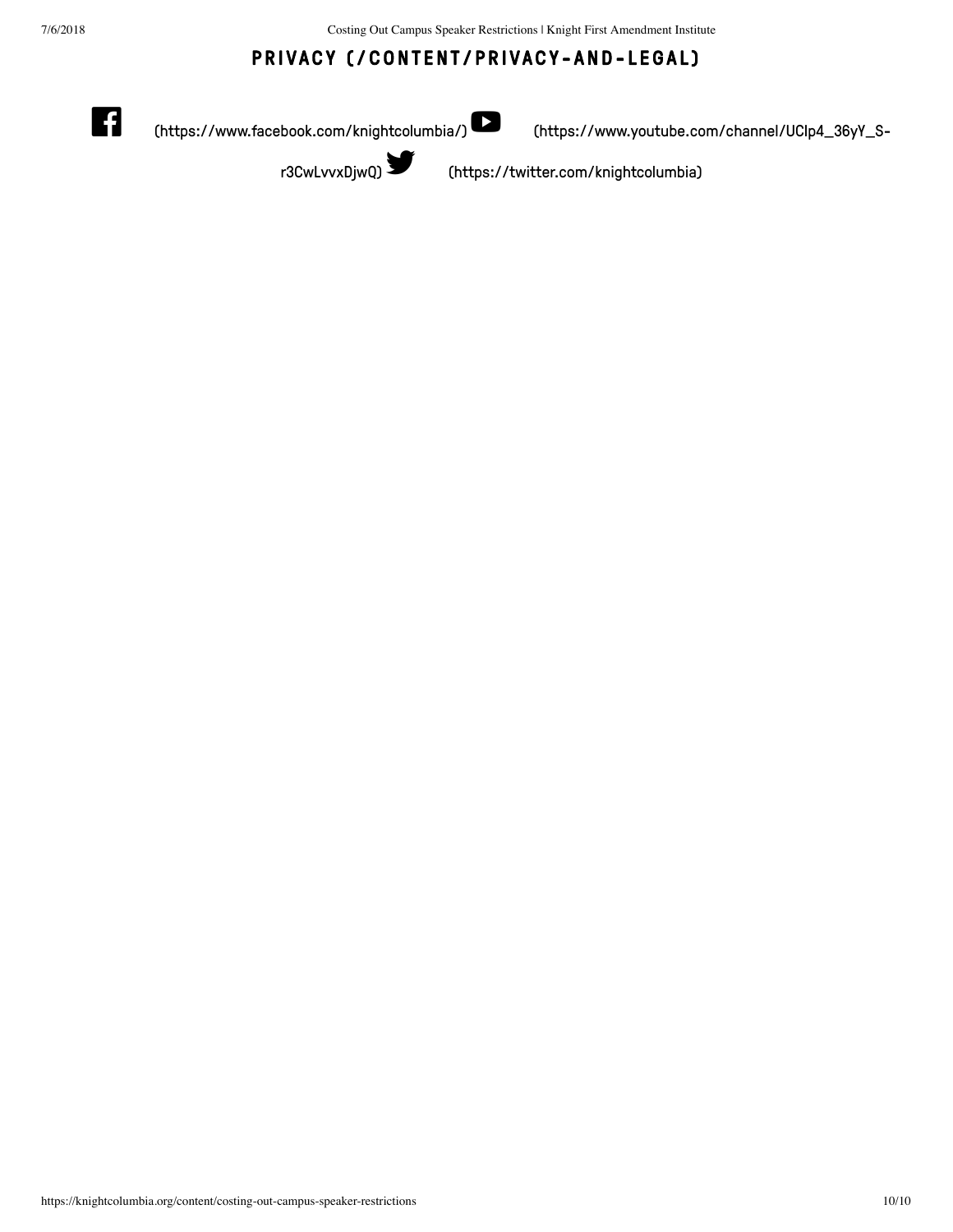PRIVACY (/CONTENT/PRIVACY-AND-LEGAL)

(https://www.facebook.com/knightcolumbia/) (https://www.youtube.com/channel/UCIp4_36yY_S-r3CwLvvxDjwQ) (https://twitter.com/knightcolumbia)